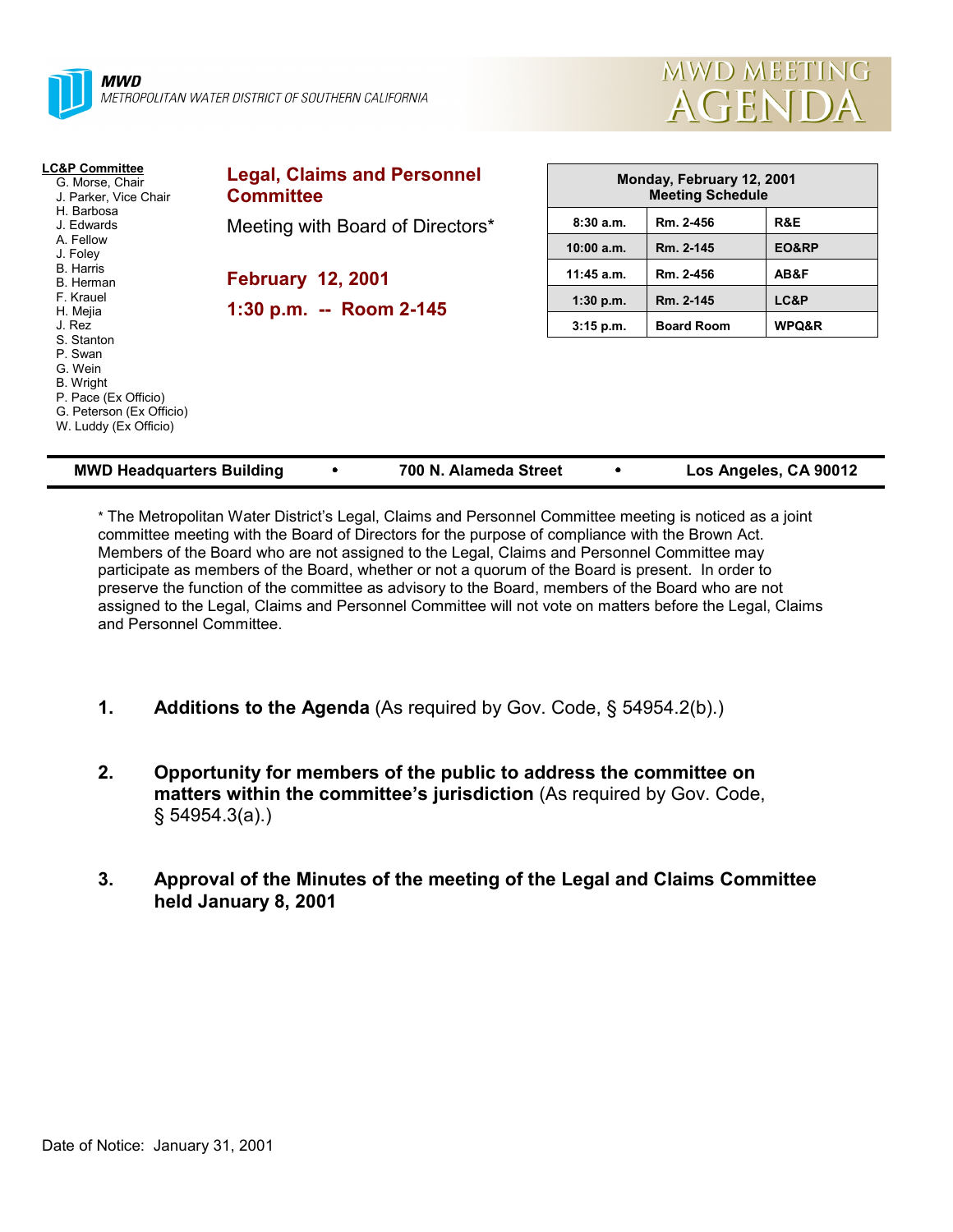**MWD**
*METROPOLITAN WATER DISTRICT OF SOUTHERN CALIFORNIA*

# MWD MEETING AGENDA

**LC&P Committee**
- G. Morse, Chair
- J. Parker, Vice Chair
- H. Barbosa
- J. Edwards
- A. Fellow
- J. Foley
- B. Harris
- B. Herman
- F. Krauel
- H. Mejia
- J. Rez
- S. Stanton
- P. Swan
- G. Wein
- B. Wright
- P. Pace (Ex Officio)
- G. Peterson (Ex Officio)
- W. Luddy (Ex Officio)

## Legal, Claims and Personnel Committee

Meeting with Board of Directors*

**February 12, 2001**

**1:30 p.m. -- Room 2-145**

| Monday, February 12, 2001 Meeting Schedule | | |
|---|---|---|
| 8:30 a.m. | Rm. 2-456 | R&E |
| 10:00 a.m. | Rm. 2-145 | EO&RP |
| 11:45 a.m. | Rm. 2-456 | AB&F |
| 1:30 p.m. | Rm. 2-145 | LC&P |
| 3:15 p.m. | Board Room | WPQ&R |

**MWD Headquarters Building • 700 N. Alameda Street • Los Angeles, CA 90012**

* The Metropolitan Water District's Legal, Claims and Personnel Committee meeting is noticed as a joint committee meeting with the Board of Directors for the purpose of compliance with the Brown Act. Members of the Board who are not assigned to the Legal, Claims and Personnel Committee may participate as members of the Board, whether or not a quorum of the Board is present. In order to preserve the function of the committee as advisory to the Board, members of the Board who are not assigned to the Legal, Claims and Personnel Committee will not vote on matters before the Legal, Claims and Personnel Committee.

1. **Additions to the Agenda** (As required by Gov. Code, § 54954.2(b).)

2. **Opportunity for members of the public to address the committee on matters within the committee's jurisdiction** (As required by Gov. Code, § 54954.3(a).)

3. **Approval of the Minutes of the meeting of the Legal and Claims Committee held January 8, 2001**

Date of Notice: January 31, 2001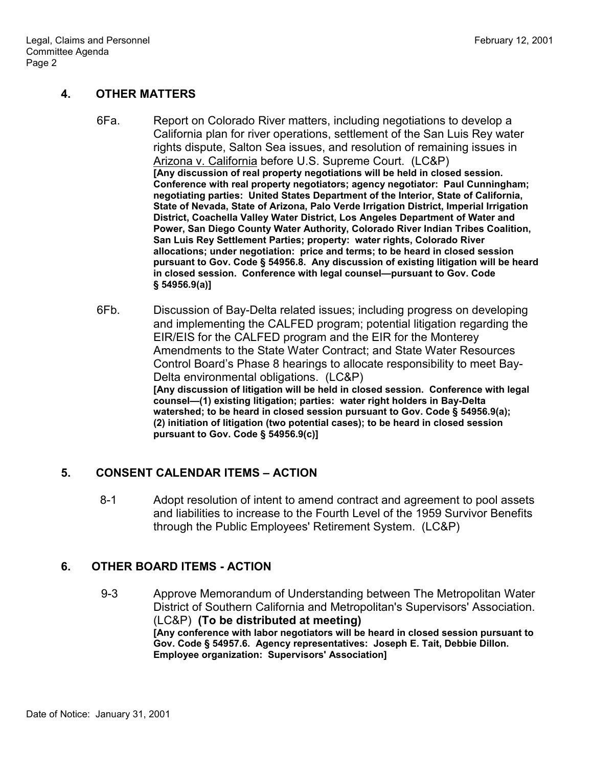## 4. OTHER MATTERS

6Fa. Report on Colorado River matters, including negotiations to develop a California plan for river operations, settlement of the San Luis Rey water rights dispute, Salton Sea issues, and resolution of remaining issues in Arizona v. California before U.S. Supreme Court. (LC&P)
**[Any discussion of real property negotiations will be held in closed session. Conference with real property negotiators; agency negotiator: Paul Cunningham; negotiating parties: United States Department of the Interior, State of California, State of Nevada, State of Arizona, Palo Verde Irrigation District, Imperial Irrigation District, Coachella Valley Water District, Los Angeles Department of Water and Power, San Diego County Water Authority, Colorado River Indian Tribes Coalition, San Luis Rey Settlement Parties; property: water rights, Colorado River allocations; under negotiation: price and terms; to be heard in closed session pursuant to Gov. Code § 54956.8. Any discussion of existing litigation will be heard in closed session. Conference with legal counsel—pursuant to Gov. Code § 54956.9(a)]**

6Fb. Discussion of Bay-Delta related issues; including progress on developing and implementing the CALFED program; potential litigation regarding the EIR/EIS for the CALFED program and the EIR for the Monterey Amendments to the State Water Contract; and State Water Resources Control Board's Phase 8 hearings to allocate responsibility to meet Bay-Delta environmental obligations. (LC&P)
**[Any discussion of litigation will be held in closed session. Conference with legal counsel—(1) existing litigation; parties: water right holders in Bay-Delta watershed; to be heard in closed session pursuant to Gov. Code § 54956.9(a); (2) initiation of litigation (two potential cases); to be heard in closed session pursuant to Gov. Code § 54956.9(c)]**

## 5. CONSENT CALENDAR ITEMS – ACTION

8-1 Adopt resolution of intent to amend contract and agreement to pool assets and liabilities to increase to the Fourth Level of the 1959 Survivor Benefits through the Public Employees' Retirement System. (LC&P)

## 6. OTHER BOARD ITEMS - ACTION

9-3 Approve Memorandum of Understanding between The Metropolitan Water District of Southern California and Metropolitan's Supervisors' Association. (LC&P) **(To be distributed at meeting)**
**[Any conference with labor negotiators will be heard in closed session pursuant to Gov. Code § 54957.6. Agency representatives: Joseph E. Tait, Debbie Dillon. Employee organization: Supervisors' Association]**

Date of Notice: January 31, 2001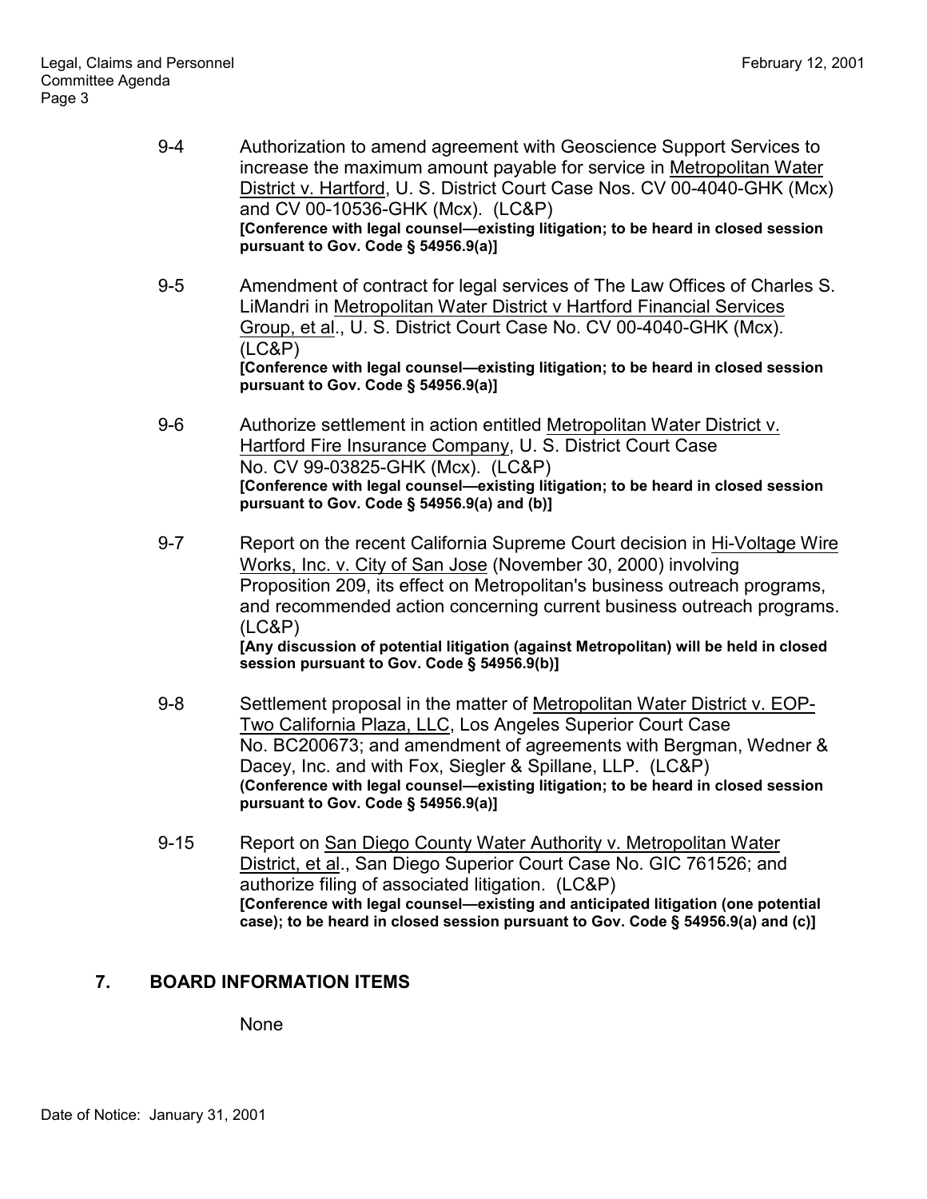9-4 Authorization to amend agreement with Geoscience Support Services to increase the maximum amount payable for service in Metropolitan Water District v. Hartford, U. S. District Court Case Nos. CV 00-4040-GHK (Mcx) and CV 00-10536-GHK (Mcx). (LC&P)
**[Conference with legal counsel—existing litigation; to be heard in closed session pursuant to Gov. Code § 54956.9(a)]**

9-5 Amendment of contract for legal services of The Law Offices of Charles S. LiMandri in Metropolitan Water District v Hartford Financial Services Group, et al., U. S. District Court Case No. CV 00-4040-GHK (Mcx). (LC&P)
**[Conference with legal counsel—existing litigation; to be heard in closed session pursuant to Gov. Code § 54956.9(a)]**

9-6 Authorize settlement in action entitled Metropolitan Water District v. Hartford Fire Insurance Company, U. S. District Court Case No. CV 99-03825-GHK (Mcx). (LC&P)
**[Conference with legal counsel—existing litigation; to be heard in closed session pursuant to Gov. Code § 54956.9(a) and (b)]**

9-7 Report on the recent California Supreme Court decision in Hi-Voltage Wire Works, Inc. v. City of San Jose (November 30, 2000) involving Proposition 209, its effect on Metropolitan's business outreach programs, and recommended action concerning current business outreach programs. (LC&P)
**[Any discussion of potential litigation (against Metropolitan) will be held in closed session pursuant to Gov. Code § 54956.9(b)]**

9-8 Settlement proposal in the matter of Metropolitan Water District v. EOP-Two California Plaza, LLC, Los Angeles Superior Court Case No. BC200673; and amendment of agreements with Bergman, Wedner & Dacey, Inc. and with Fox, Siegler & Spillane, LLP. (LC&P)
**(Conference with legal counsel—existing litigation; to be heard in closed session pursuant to Gov. Code § 54956.9(a)]**

9-15 Report on San Diego County Water Authority v. Metropolitan Water District, et al., San Diego Superior Court Case No. GIC 761526; and authorize filing of associated litigation. (LC&P)
**[Conference with legal counsel—existing and anticipated litigation (one potential case); to be heard in closed session pursuant to Gov. Code § 54956.9(a) and (c)]**

## 7. BOARD INFORMATION ITEMS

None

Date of Notice: January 31, 2001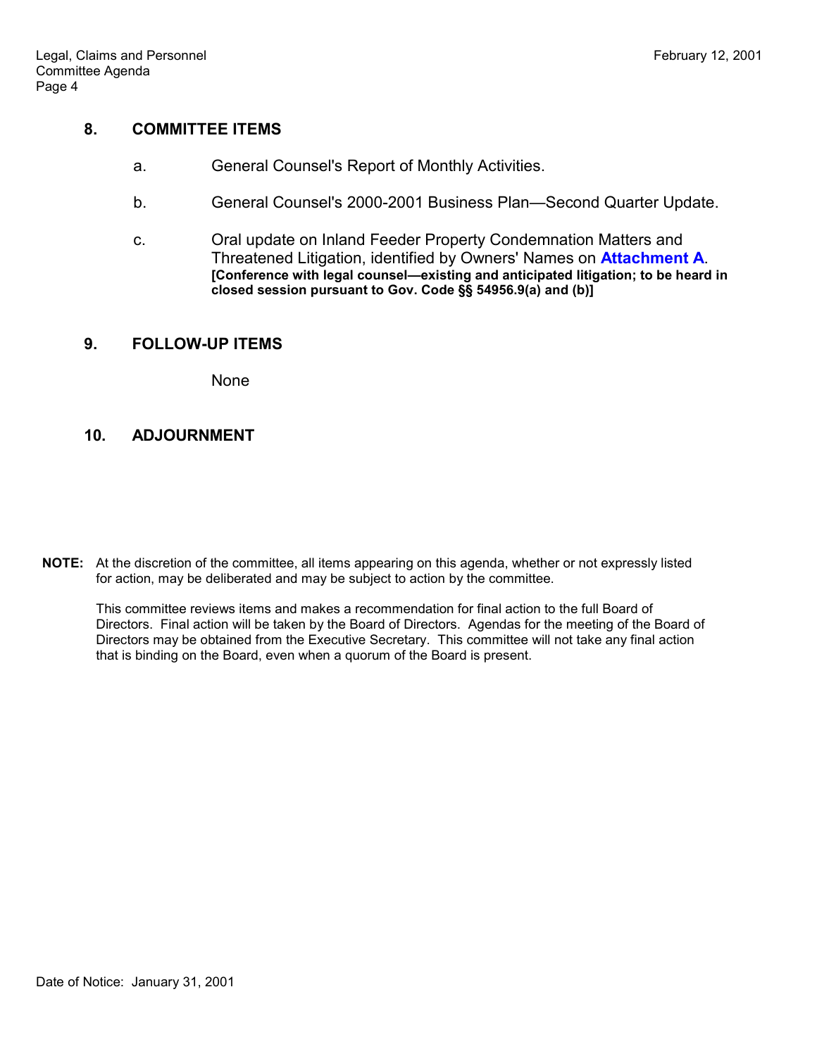## 8. COMMITTEE ITEMS

a. General Counsel's Report of Monthly Activities.

b. General Counsel's 2000-2001 Business Plan—Second Quarter Update.

c. Oral update on Inland Feeder Property Condemnation Matters and Threatened Litigation, identified by Owners' Names on **Attachment A**.
**[Conference with legal counsel—existing and anticipated litigation; to be heard in closed session pursuant to Gov. Code §§ 54956.9(a) and (b)]**

## 9. FOLLOW-UP ITEMS

None

## 10. ADJOURNMENT

**NOTE:** At the discretion of the committee, all items appearing on this agenda, whether or not expressly listed for action, may be deliberated and may be subject to action by the committee.

This committee reviews items and makes a recommendation for final action to the full Board of Directors. Final action will be taken by the Board of Directors. Agendas for the meeting of the Board of Directors may be obtained from the Executive Secretary. This committee will not take any final action that is binding on the Board, even when a quorum of the Board is present.

Date of Notice: January 31, 2001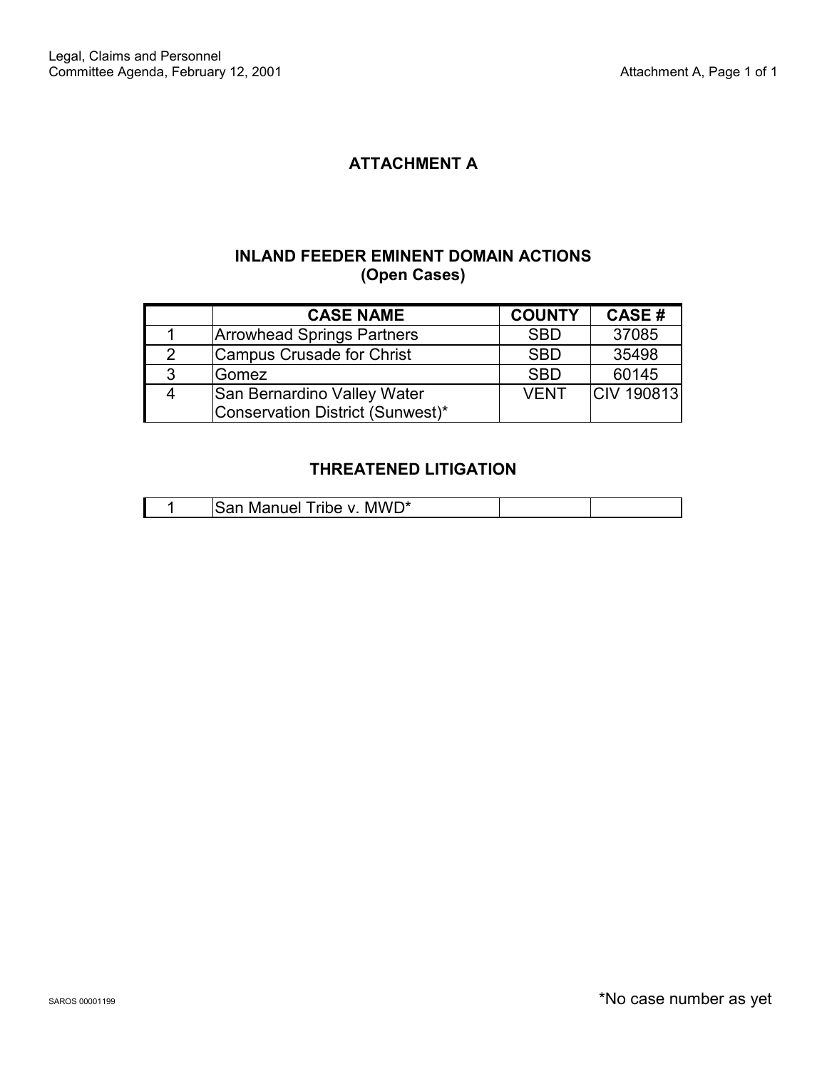# ATTACHMENT A

## INLAND FEEDER EMINENT DOMAIN ACTIONS
## (Open Cases)

| | CASE NAME | COUNTY | CASE # |
|---|---|---|---|
| 1 | Arrowhead Springs Partners | SBD | 37085 |
| 2 | Campus Crusade for Christ | SBD | 35498 |
| 3 | Gomez | SBD | 60145 |
| 4 | San Bernardino Valley Water Conservation District (Sunwest)* | VENT | CIV 190813 |

## THREATENED LITIGATION

| | | | |
|---|---|---|---|
| 1 | San Manuel Tribe v. MWD* | | |

SAROS 00001199

*No case number as yet